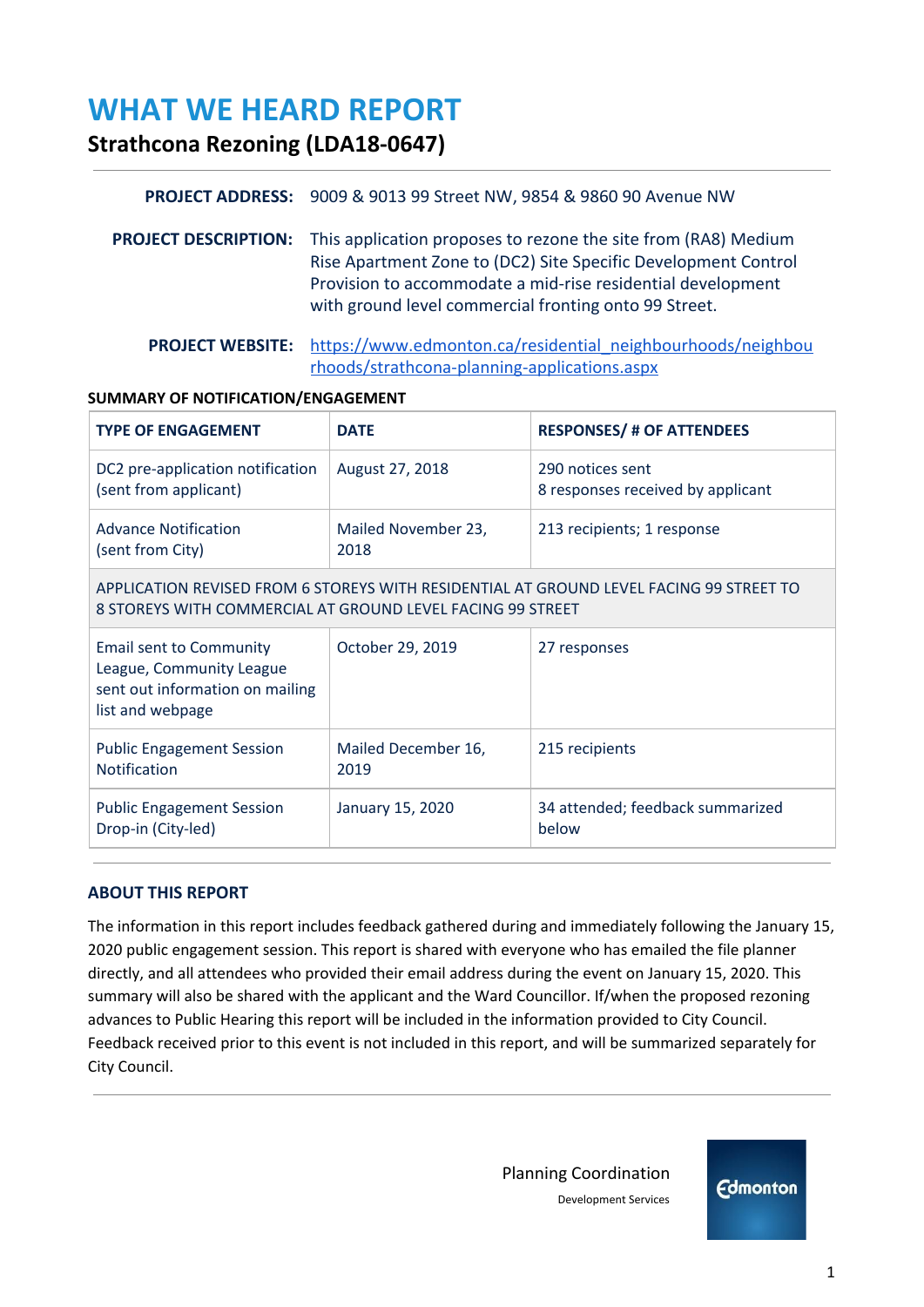# WHAT WE HEARD REPORT

## Strathcona Rezoning (LDA18-0647)

**PROJECT ADDRESS:** 9009 & 9013 99 Street NW, 9854 & 9860 90 Avenue NW

**PROJECT DESCRIPTION:** This application proposes to rezone the site from (RA8) Medium Rise Apartment Zone to (DC2) Site Specific Development Control Provision to accommodate a mid-rise residential development with ground level commercial fronting onto 99 Street.

**PROJECT WEBSITE:** https://www.edmonton.ca/residential_neighbourhoods/neighbourhoods/strathcona-planning-applications.aspx

**SUMMARY OF NOTIFICATION/ENGAGEMENT**

| TYPE OF ENGAGEMENT | DATE | RESPONSES/ # OF ATTENDEES |
|---|---|---|
| DC2 pre-application notification (sent from applicant) | August 27, 2018 | 290 notices sent<br>8 responses received by applicant |
| Advance Notification (sent from City) | Mailed November 23, 2018 | 213 recipients; 1 response |
| APPLICATION REVISED FROM 6 STOREYS WITH RESIDENTIAL AT GROUND LEVEL FACING 99 STREET TO 8 STOREYS WITH COMMERCIAL AT GROUND LEVEL FACING 99 STREET | | |
| Email sent to Community League, Community League sent out information on mailing list and webpage | October 29, 2019 | 27 responses |
| Public Engagement Session Notification | Mailed December 16, 2019 | 215 recipients |
| Public Engagement Session Drop-in (City-led) | January 15, 2020 | 34 attended; feedback summarized below |

**ABOUT THIS REPORT**

The information in this report includes feedback gathered during and immediately following the January 15, 2020 public engagement session. This report is shared with everyone who has emailed the file planner directly, and all attendees who provided their email address during the event on January 15, 2020. This summary will also be shared with the applicant and the Ward Councillor. If/when the proposed rezoning advances to Public Hearing this report will be included in the information provided to City Council. Feedback received prior to this event is not included in this report, and will be summarized separately for City Council.

Planning Coordination
Development Services

Edmonton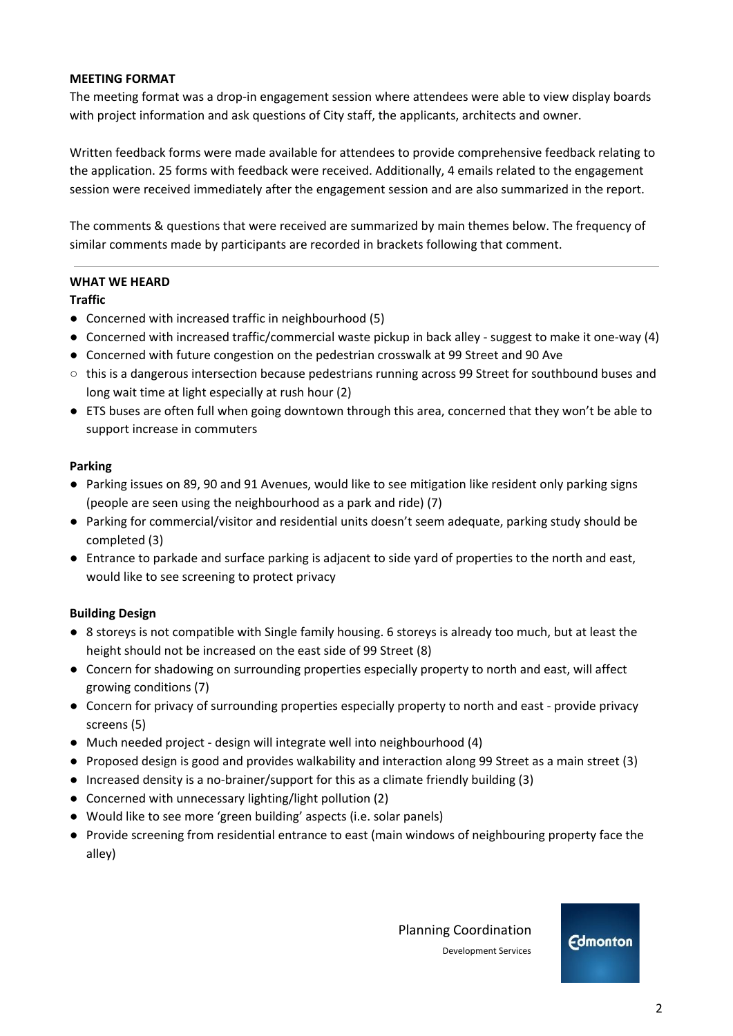**MEETING FORMAT**

The meeting format was a drop-in engagement session where attendees were able to view display boards with project information and ask questions of City staff, the applicants, architects and owner.

Written feedback forms were made available for attendees to provide comprehensive feedback relating to the application. 25 forms with feedback were received. Additionally, 4 emails related to the engagement session were received immediately after the engagement session and are also summarized in the report.

The comments & questions that were received are summarized by main themes below. The frequency of similar comments made by participants are recorded in brackets following that comment.

---

**WHAT WE HEARD**

**Traffic**

- Concerned with increased traffic in neighbourhood (5)
- Concerned with increased traffic/commercial waste pickup in back alley - suggest to make it one-way (4)
- Concerned with future congestion on the pedestrian crosswalk at 99 Street and 90 Ave
  - this is a dangerous intersection because pedestrians running across 99 Street for southbound buses and long wait time at light especially at rush hour (2)
- ETS buses are often full when going downtown through this area, concerned that they won't be able to support increase in commuters

**Parking**

- Parking issues on 89, 90 and 91 Avenues, would like to see mitigation like resident only parking signs (people are seen using the neighbourhood as a park and ride) (7)
- Parking for commercial/visitor and residential units doesn't seem adequate, parking study should be completed (3)
- Entrance to parkade and surface parking is adjacent to side yard of properties to the north and east, would like to see screening to protect privacy

**Building Design**

- 8 storeys is not compatible with Single family housing. 6 storeys is already too much, but at least the height should not be increased on the east side of 99 Street (8)
- Concern for shadowing on surrounding properties especially property to north and east, will affect growing conditions (7)
- Concern for privacy of surrounding properties especially property to north and east - provide privacy screens (5)
- Much needed project - design will integrate well into neighbourhood (4)
- Proposed design is good and provides walkability and interaction along 99 Street as a main street (3)
- Increased density is a no-brainer/support for this as a climate friendly building (3)
- Concerned with unnecessary lighting/light pollution (2)
- Would like to see more 'green building' aspects (i.e. solar panels)
- Provide screening from residential entrance to east (main windows of neighbouring property face the alley)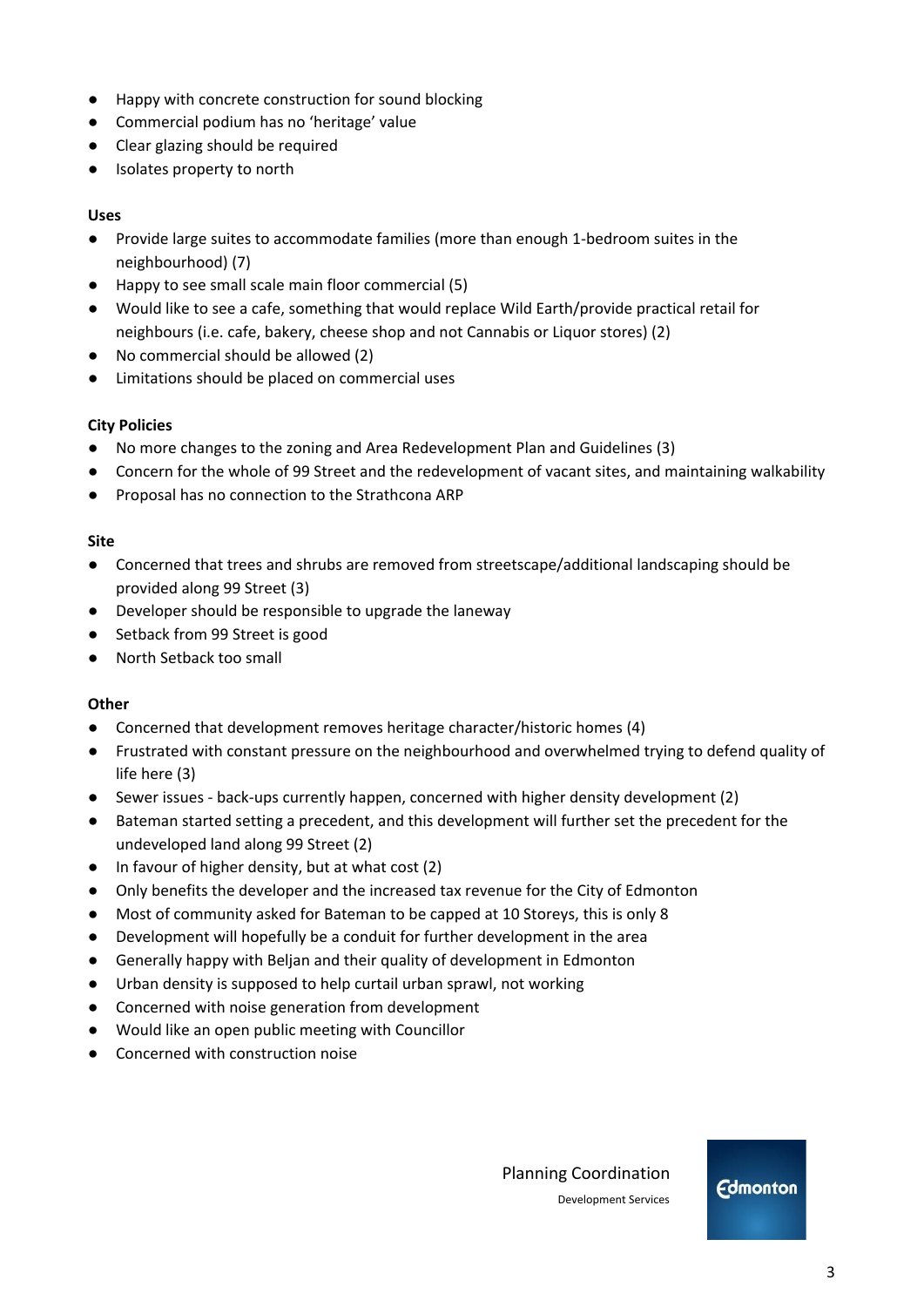- Happy with concrete construction for sound blocking
- Commercial podium has no 'heritage' value
- Clear glazing should be required
- Isolates property to north

**Uses**

- Provide large suites to accommodate families (more than enough 1-bedroom suites in the neighbourhood) (7)
- Happy to see small scale main floor commercial (5)
- Would like to see a cafe, something that would replace Wild Earth/provide practical retail for neighbours (i.e. cafe, bakery, cheese shop and not Cannabis or Liquor stores) (2)
- No commercial should be allowed (2)
- Limitations should be placed on commercial uses

**City Policies**

- No more changes to the zoning and Area Redevelopment Plan and Guidelines (3)
- Concern for the whole of 99 Street and the redevelopment of vacant sites, and maintaining walkability
- Proposal has no connection to the Strathcona ARP

**Site**

- Concerned that trees and shrubs are removed from streetscape/additional landscaping should be provided along 99 Street (3)
- Developer should be responsible to upgrade the laneway
- Setback from 99 Street is good
- North Setback too small

**Other**

- Concerned that development removes heritage character/historic homes (4)
- Frustrated with constant pressure on the neighbourhood and overwhelmed trying to defend quality of life here (3)
- Sewer issues - back-ups currently happen, concerned with higher density development (2)
- Bateman started setting a precedent, and this development will further set the precedent for the undeveloped land along 99 Street (2)
- In favour of higher density, but at what cost (2)
- Only benefits the developer and the increased tax revenue for the City of Edmonton
- Most of community asked for Bateman to be capped at 10 Storeys, this is only 8
- Development will hopefully be a conduit for further development in the area
- Generally happy with Beljan and their quality of development in Edmonton
- Urban density is supposed to help curtail urban sprawl, not working
- Concerned with noise generation from development
- Would like an open public meeting with Councillor
- Concerned with construction noise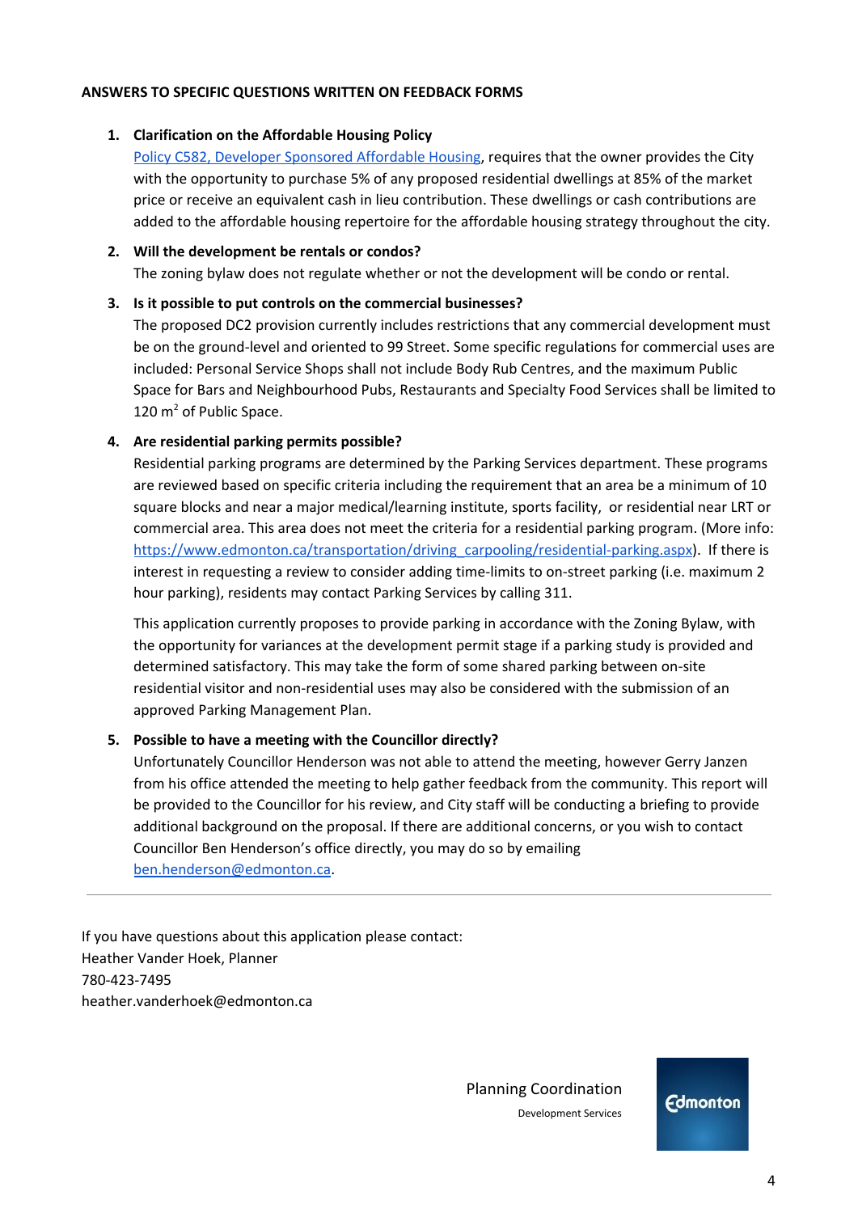**ANSWERS TO SPECIFIC QUESTIONS WRITTEN ON FEEDBACK FORMS**

1. **Clarification on the Affordable Housing Policy**
   Policy C582, Developer Sponsored Affordable Housing, requires that the owner provides the City with the opportunity to purchase 5% of any proposed residential dwellings at 85% of the market price or receive an equivalent cash in lieu contribution. These dwellings or cash contributions are added to the affordable housing repertoire for the affordable housing strategy throughout the city.

2. **Will the development be rentals or condos?**
   The zoning bylaw does not regulate whether or not the development will be condo or rental.

3. **Is it possible to put controls on the commercial businesses?**
   The proposed DC2 provision currently includes restrictions that any commercial development must be on the ground-level and oriented to 99 Street. Some specific regulations for commercial uses are included: Personal Service Shops shall not include Body Rub Centres, and the maximum Public Space for Bars and Neighbourhood Pubs, Restaurants and Specialty Food Services shall be limited to 120 $m^2$ of Public Space.

4. **Are residential parking permits possible?**
   Residential parking programs are determined by the Parking Services department. These programs are reviewed based on specific criteria including the requirement that an area be a minimum of 10 square blocks and near a major medical/learning institute, sports facility, or residential near LRT or commercial area. This area does not meet the criteria for a residential parking program. (More info: https://www.edmonton.ca/transportation/driving_carpooling/residential-parking.aspx). If there is interest in requesting a review to consider adding time-limits to on-street parking (i.e. maximum 2 hour parking), residents may contact Parking Services by calling 311.

   This application currently proposes to provide parking in accordance with the Zoning Bylaw, with the opportunity for variances at the development permit stage if a parking study is provided and determined satisfactory. This may take the form of some shared parking between on-site residential visitor and non-residential uses may also be considered with the submission of an approved Parking Management Plan.

5. **Possible to have a meeting with the Councillor directly?**
   Unfortunately Councillor Henderson was not able to attend the meeting, however Gerry Janzen from his office attended the meeting to help gather feedback from the community. This report will be provided to the Councillor for his review, and City staff will be conducting a briefing to provide additional background on the proposal. If there are additional concerns, or you wish to contact Councillor Ben Henderson's office directly, you may do so by emailing ben.henderson@edmonton.ca.

---

If you have questions about this application please contact:
Heather Vander Hoek, Planner
780-423-7495
heather.vanderhoek@edmonton.ca

Planning Coordination
Development Services

Edmonton